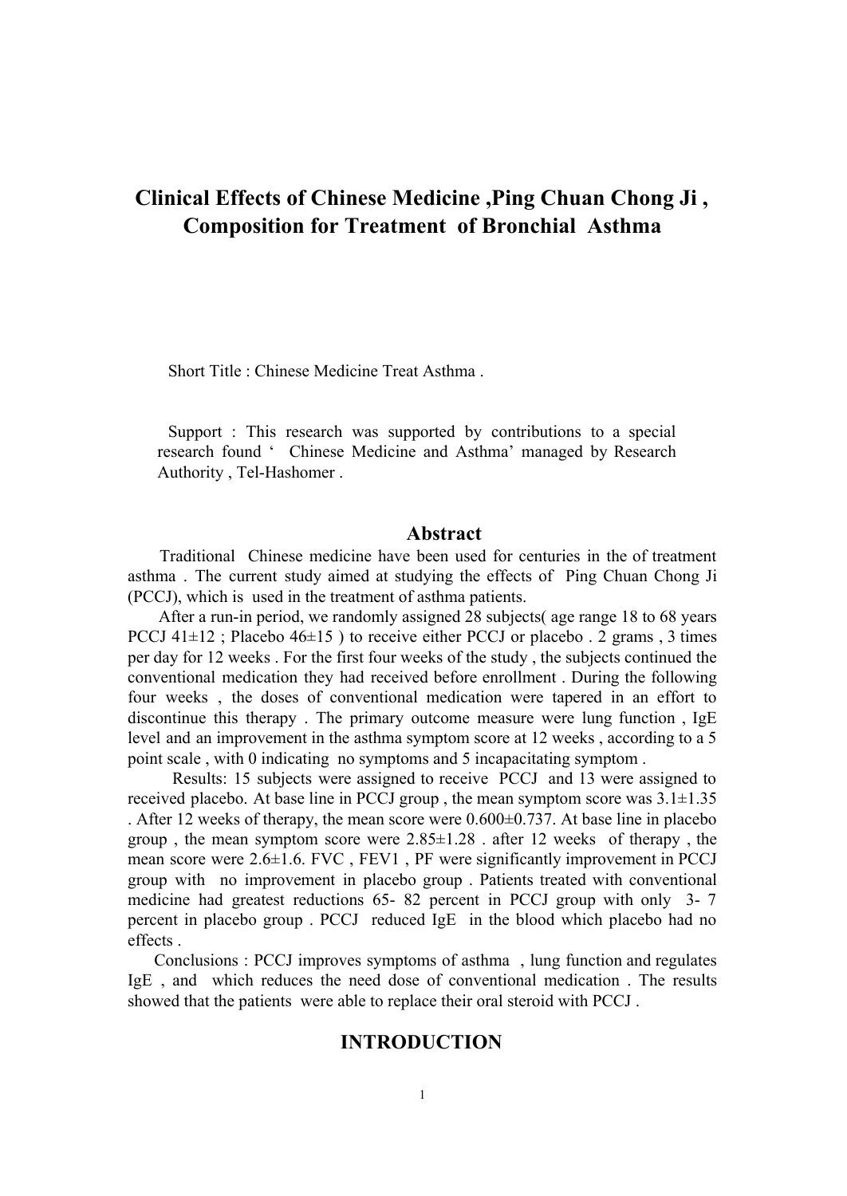# Clinical Effects of Chinese Medicine ,Ping Chuan Chong Ji , Composition for Treatment of Bronchial Asthma

Short Title : Chinese Medicine Treat Asthma .

Support : This research was supported by contributions to a special research found ' Chinese Medicine and Asthma' managed by Research Authority , Tel-Hashomer .

## Abstract

Traditional Chinese medicine have been used for centuries in the of treatment asthma . The current study aimed at studying the effects of Ping Chuan Chong Ji (PCCJ), which is used in the treatment of asthma patients.

After a run-in period, we randomly assigned 28 subjects( age range 18 to 68 years PCCJ 41±12 ; Placebo 46±15 ) to receive either PCCJ or placebo . 2 grams , 3 times per day for 12 weeks . For the first four weeks of the study , the subjects continued the conventional medication they had received before enrollment . During the following four weeks , the doses of conventional medication were tapered in an effort to discontinue this therapy . The primary outcome measure were lung function , IgE level and an improvement in the asthma symptom score at 12 weeks , according to a 5 point scale , with 0 indicating no symptoms and 5 incapacitating symptom .

Results: 15 subjects were assigned to receive PCCJ and 13 were assigned to received placebo. At base line in PCCJ group , the mean symptom score was 3.1±1.35 . After 12 weeks of therapy, the mean score were 0.600±0.737. At base line in placebo group , the mean symptom score were 2.85±1.28 . after 12 weeks of therapy , the mean score were 2.6±1.6. FVC , FEV1 , PF were significantly improvement in PCCJ group with no improvement in placebo group . Patients treated with conventional medicine had greatest reductions 65- 82 percent in PCCJ group with only 3- 7 percent in placebo group . PCCJ reduced IgE in the blood which placebo had no effects .

Conclusions : PCCJ improves symptoms of asthma , lung function and regulates IgE , and which reduces the need dose of conventional medication . The results showed that the patients were able to replace their oral steroid with PCCJ .

## INTRODUCTION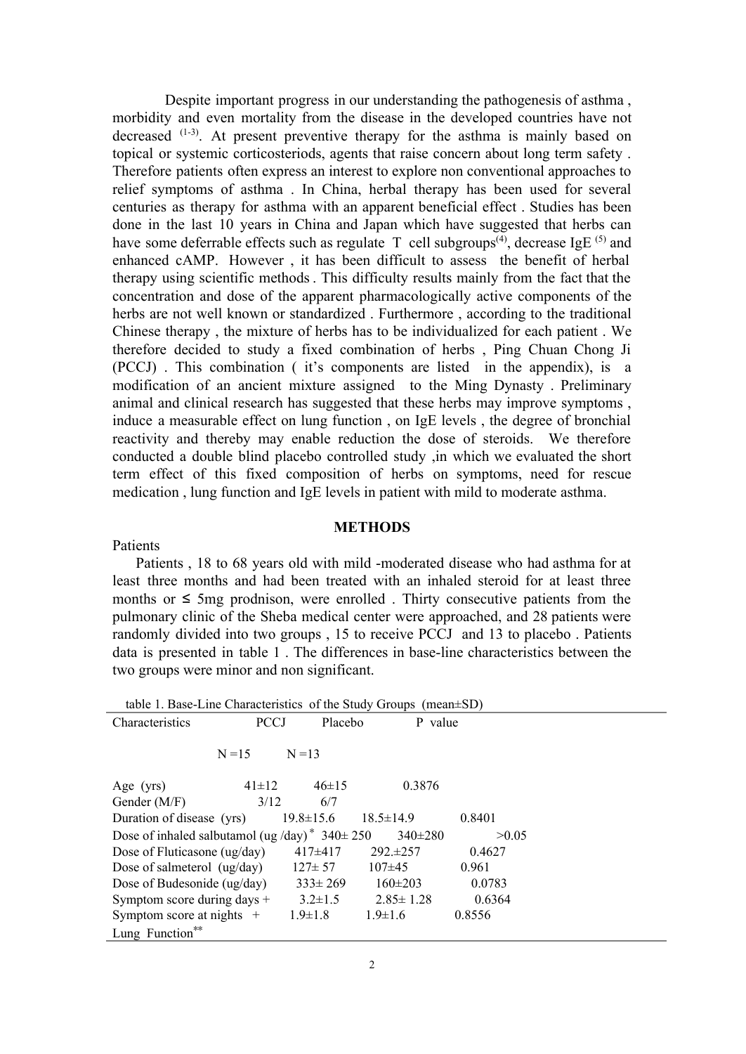Despite important progress in our understanding the pathogenesis of asthma , morbidity and even mortality from the disease in the developed countries have not decreased [1-3]. At present preventive therapy for the asthma is mainly based on topical or systemic corticosteriods, agents that raise concern about long term safety . Therefore patients often express an interest to explore non conventional approaches to relief symptoms of asthma . In China, herbal therapy has been used for several centuries as therapy for asthma with an apparent beneficial effect . Studies has been done in the last 10 years in China and Japan which have suggested that herbs can have some deferrable effects such as regulate T cell subgroups[4], decrease IgE [5] and enhanced cAMP. However , it has been difficult to assess the benefit of herbal therapy using scientific methods . This difficulty results mainly from the fact that the concentration and dose of the apparent pharmacologically active components of the herbs are not well known or standardized . Furthermore , according to the traditional Chinese therapy , the mixture of herbs has to be individualized for each patient . We therefore decided to study a fixed combination of herbs , Ping Chuan Chong Ji (PCCJ) . This combination ( it's components are listed in the appendix), is a modification of an ancient mixture assigned to the Ming Dynasty . Preliminary animal and clinical research has suggested that these herbs may improve symptoms , induce a measurable effect on lung function , on IgE levels , the degree of bronchial reactivity and thereby may enable reduction the dose of steroids. We therefore conducted a double blind placebo controlled study ,in which we evaluated the short term effect of this fixed composition of herbs on symptoms, need for rescue medication , lung function and IgE levels in patient with mild to moderate asthma.

## METHODS

Patients

Patients , 18 to 68 years old with mild -moderated disease who had asthma for at least three months and had been treated with an inhaled steroid for at least three months or ≤ 5mg prodnison, were enrolled . Thirty consecutive patients from the pulmonary clinic of the Sheba medical center were approached, and 28 patients were randomly divided into two groups , 15 to receive PCCJ and 13 to placebo . Patients data is presented in table 1 . The differences in base-line characteristics between the two groups were minor and non significant.

table 1. Base-Line Characteristics of the Study Groups (mean±SD)

| Characteristics | PCCJ N =15 | Placebo N =13 | P value |
|---|---|---|---|
| Age (yrs) | 41±12 | 46±15 | 0.3876 |
| Gender (M/F) | 3/12 | 6/7 | |
| Duration of disease (yrs) | 19.8±15.6 | 18.5±14.9 | 0.8401 |
| Dose of inhaled salbutamol (ug /day) * | 340± 250 | 340±280 | >0.05 |
| Dose of Fluticasone (ug/day) | 417±417 | 292.±257 | 0.4627 |
| Dose of salmeterol (ug/day) | 127± 57 | 107±45 | 0.961 |
| Dose of Budesonide (ug/day) | 333± 269 | 160±203 | 0.0783 |
| Symptom score during days + | 3.2±1.5 | 2.85± 1.28 | 0.6364 |
| Symptom score at nights + | 1.9±1.8 | 1.9±1.6 | 0.8556 |
| Lung Function** | | | |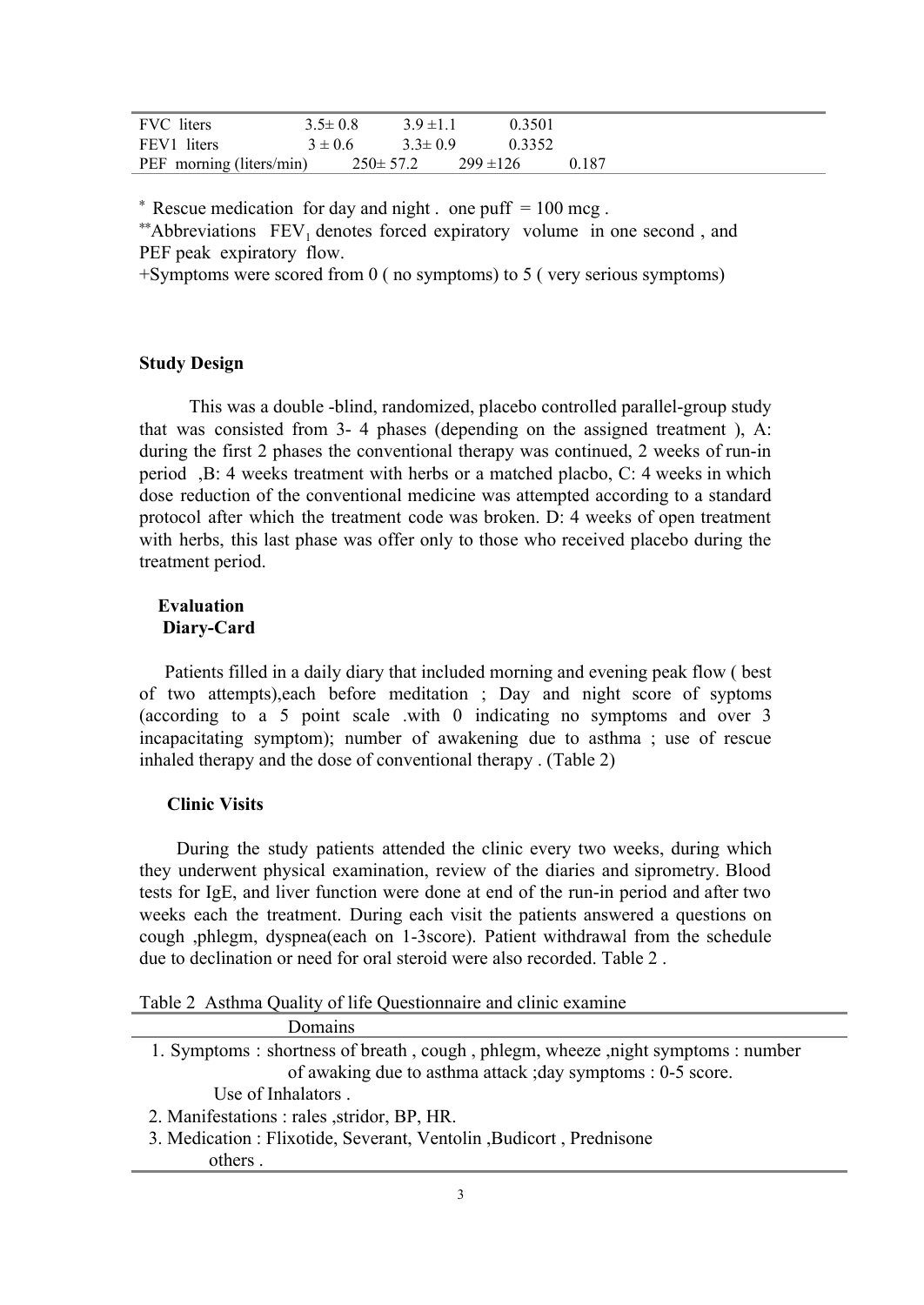| | | | |
|---|---|---|---|
| FVC liters | 3.5± 0.8 | 3.9 ±1.1 | 0.3501 |
| FEV1 liters | 3 ± 0.6 | 3.3± 0.9 | 0.3352 |
| PEF morning (liters/min) | 250± 57.2 | 299 ±126 | 0.187 |

[*] Rescue medication for day and night . one puff = 100 mcg .

[**]Abbreviations $FEV_1$ denotes forced expiratory volume in one second , and PEF peak expiratory flow.

+Symptoms were scored from 0 ( no symptoms) to 5 ( very serious symptoms)

## Study Design

This was a double -blind, randomized, placebo controlled parallel-group study that was consisted from 3- 4 phases (depending on the assigned treatment ), A: during the first 2 phases the conventional therapy was continued, 2 weeks of run-in period ,B: 4 weeks treatment with herbs or a matched placbo, C: 4 weeks in which dose reduction of the conventional medicine was attempted according to a standard protocol after which the treatment code was broken. D: 4 weeks of open treatment with herbs, this last phase was offer only to those who received placebo during the treatment period.

## Evaluation

### Diary-Card

Patients filled in a daily diary that included morning and evening peak flow ( best of two attempts),each before meditation ; Day and night score of syptoms (according to a 5 point scale .with 0 indicating no symptoms and over 3 incapacitating symptom); number of awakening due to asthma ; use of rescue inhaled therapy and the dose of conventional therapy . (Table 2)

### Clinic Visits

During the study patients attended the clinic every two weeks, during which they underwent physical examination, review of the diaries and sipometry. Blood tests for IgE, and liver function were done at end of the run-in period and after two weeks each the treatment. During each visit the patients answered a questions on cough ,phlegm, dyspnea(each on 1-3score). Patient withdrawal from the schedule due to declination or need for oral steroid were also recorded. Table 2 .

Table 2 Asthma Quality of life Questionnaire and clinic examine

| Domains |
|---|
| 1. Symptoms : shortness of breath , cough , phlegm, wheeze ,night symptoms : number of awaking due to asthma attack ;day symptoms : 0-5 score. Use of Inhalators . |
| 2. Manifestations : rales ,stridor, BP, HR. |
| 3. Medication : Flixotide, Severant, Ventolin ,Budicort , Prednisone others . |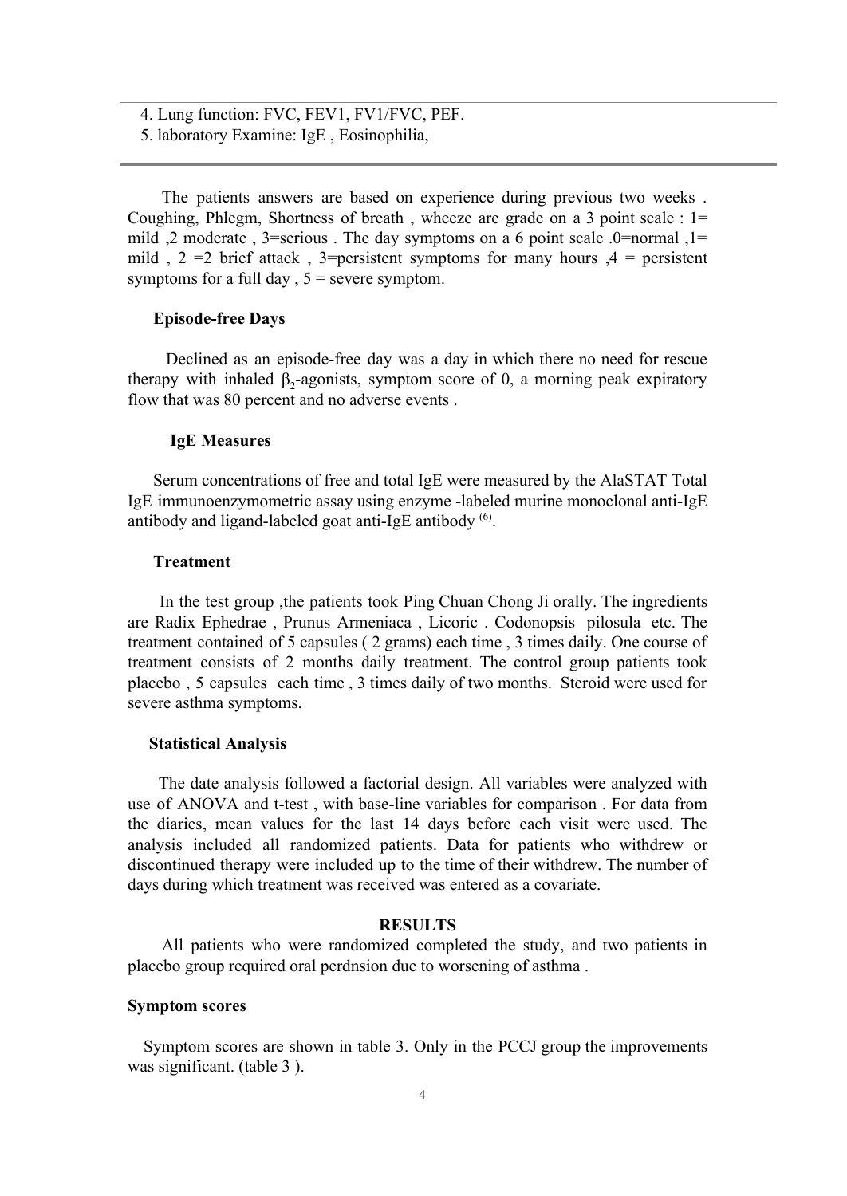4. Lung function: FVC, FEV1, FV1/FVC, PEF.
5. laboratory Examine: IgE , Eosinophilia,

The patients answers are based on experience during previous two weeks . Coughing, Phlegm, Shortness of breath , wheeze are grade on a 3 point scale : 1= mild ,2 moderate , 3=serious . The day symptoms on a 6 point scale .0=normal ,1= mild , 2 =2 brief attack , 3=persistent symptoms for many hours ,4 = persistent symptoms for a full day , 5 = severe symptom.

**Episode-free Days**

Declined as an episode-free day was a day in which there no need for rescue therapy with inhaled $\beta_2$-agonists, symptom score of 0, a morning peak expiratory flow that was 80 percent and no adverse events .

**IgE Measures**

Serum concentrations of free and total IgE were measured by the AlaSTAT Total IgE immunoenzymometric assay using enzyme -labeled murine monoclonal anti-IgE antibody and ligand-labeled goat anti-IgE antibody [6].

**Treatment**

In the test group ,the patients took Ping Chuan Chong Ji orally. The ingredients are Radix Ephedrae , Prunus Armeniaca , Licoric . Codonopsis pilosula etc. The treatment contained of 5 capsules ( 2 grams) each time , 3 times daily. One course of treatment consists of 2 months daily treatment. The control group patients took placebo , 5 capsules each time , 3 times daily of two months. Steroid were used for severe asthma symptoms.

**Statistical Analysis**

The date analysis followed a factorial design. All variables were analyzed with use of ANOVA and t-test , with base-line variables for comparison . For data from the diaries, mean values for the last 14 days before each visit were used. The analysis included all randomized patients. Data for patients who withdrew or discontinued therapy were included up to the time of their withdrew. The number of days during which treatment was received was entered as a covariate.

## RESULTS

All patients who were randomized completed the study, and two patients in placebo group required oral perdnsion due to worsening of asthma .

**Symptom scores**

Symptom scores are shown in table 3. Only in the PCCJ group the improvements was significant. (table 3 ).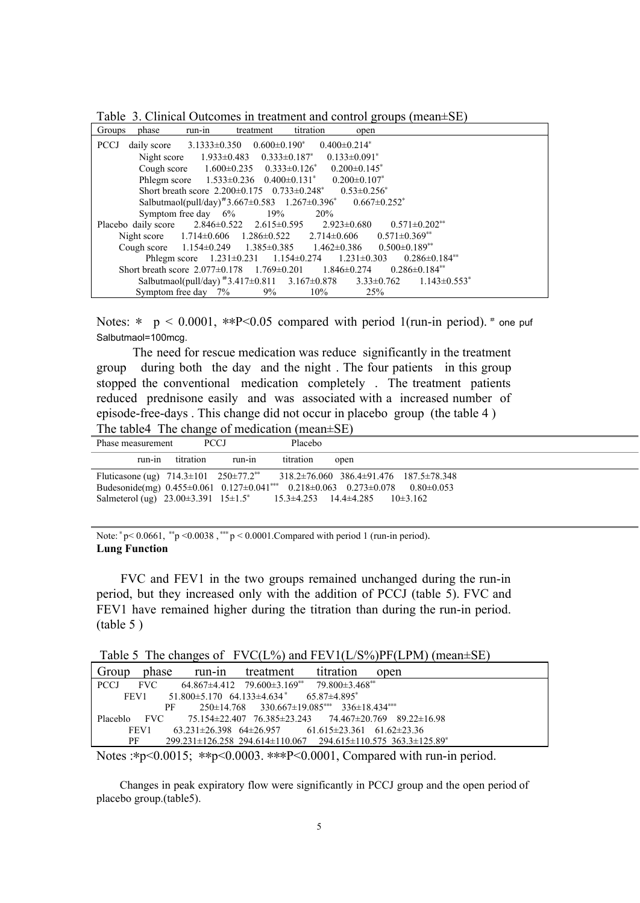Table 3. Clinical Outcomes in treatment and control groups (mean±SE)

| Groups | phase | run-in | treatment | titration | open |
|---|---|---|---|---|---|
| PCCJ | daily score | 3.1333±0.350 | 0.600±0.190* | 0.400±0.214* | |
| | Night score | 1.933±0.483 | 0.333±0.187* | 0.133±0.091* | |
| | Cough score | 1.600±0.235 | 0.333±0.126* | 0.200±0.145* | |
| | Phlegm score | 1.533±0.236 | 0.400±0.131* | 0.200±0.107* | |
| | Short breath score | 2.200±0.175 | 0.733±0.248* | 0.53±0.256* | |
| | Salbutmaol(pull/day)# | 3.667±0.583 | 1.267±0.396* | 0.667±0.252* | |
| | Symptom free day | 6% | 19% | 20% | |
| Placebo | daily score | 2.846±0.522 | 2.615±0.595 | 2.923±0.680 | 0.571±0.202** |
| | Night score | 1.714±0.606 | 1.286±0.522 | 2.714±0.606 | 0.571±0.369** |
| | Cough score | 1.154±0.249 | 1.385±0.385 | 1.462±0.386 | 0.500±0.189** |
| | Phlegm score | 1.231±0.231 | 1.154±0.274 | 1.231±0.303 | 0.286±0.184** |
| | Short breath score | 2.077±0.178 | 1.769±0.201 | 1.846±0.274 | 0.286±0.184** |
| | Salbutmaol(pull/day)# | 3.417±0.811 | 3.167±0.878 | 3.33±0.762 | 1.143±0.553* |
| | Symptom free day | 7% | 9% | 10% | 25% |

Notes: * $p < 0.0001$, ** $P<0.05$ compared with period 1(run-in period). # one puf Salbutmaol=100mcg.

The need for rescue medication was reduce significantly in the treatment group during both the day and the night . The four patients in this group stopped the conventional medication completely . The treatment patients reduced prednisone easily and was associated with a increased number of episode-free-days . This change did not occur in placebo group (the table 4 )

The table4 The change of medication (mean±SE)

| Phase measurement | PCCJ | | Placebo | | |
|---|---|---|---|---|---|
| | run-in | titration | run-in | titration | open |
| Fluticasone (ug) | 714.3±101 | 250±77.2** | 318.2±76.060 | 386.4±91.476 | 187.5±78.348 |
| Budesonide(mg) | 0.455±0.061 | 0.127±0.041*** | 0.218±0.063 | 0.273±0.078 | 0.80±0.053 |
| Salmeterol (ug) | 23.00±3.391 | 15±1.5* | 15.3±4.253 | 14.4±4.285 | 10±3.162 |

Note: * $p< 0.0661$, ** $p <0.0038$ , *** $p < 0.0001$.Compared with period 1 (run-in period).

**Lung Function**

FVC and FEV1 in the two groups remained unchanged during the run-in period, but they increased only with the addition of PCCJ (table 5). FVC and FEV1 have remained higher during the titration than during the run-in period. (table 5 )

Table 5 The changes of FVC(L%) and FEV1(L/S%)PF(LPM) (mean±SE)

| Group | phase | run-in | treatment | titration | open |
|---|---|---|---|---|---|
| PCCJ | FVC | 64.867±4.412 | 79.600±3.169** | 79.800±3.468** | |
| | FEV1 | 51.800±5.170 | 64.133±4.634* | 65.87±4.895* | |
| | PF | 250±14.768 | 330.667±19.085*** | 336±18.434*** | |
| Placeblo | FVC | 75.154±22.407 | 76.385±23.243 | 74.467±20.769 | 89.22±16.98 |
| | FEV1 | 63.231±26.398 | 64±26.957 | 61.615±23.361 | 61.62±23.36 |
| | PF | 299.231±126.258 | 294.614±110.067 | 294.615±110.575 | 363.3±125.89* |

Notes :* $p<0.0015$; ** $p<0.0003$. *** $P<0.0001$, Compared with run-in period.

Changes in peak expiratory flow were significantly in PCCJ group and the open period of placebo group.(table5).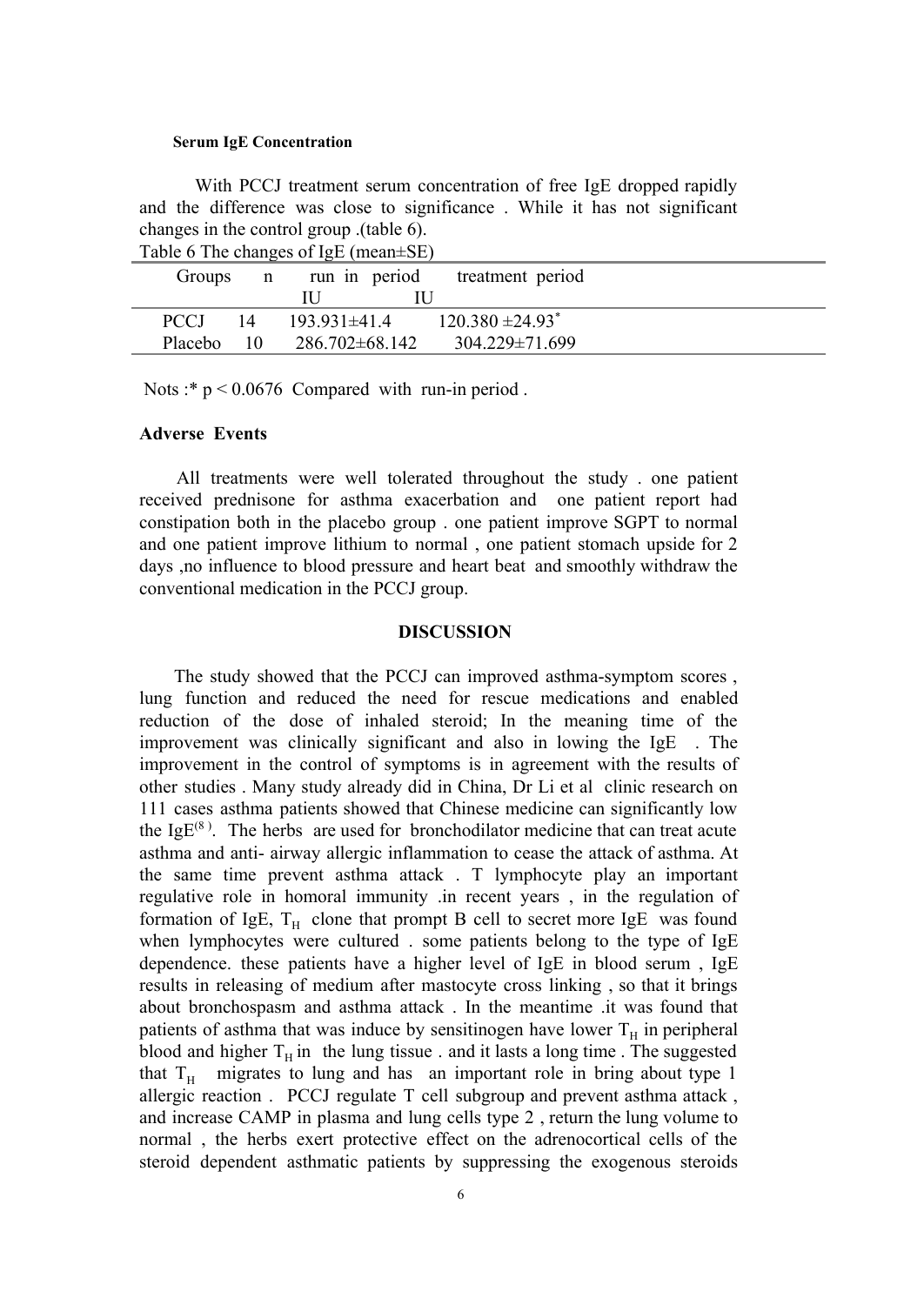### Serum IgE Concentration

With PCCJ treatment serum concentration of free IgE dropped rapidly and the difference was close to significance . While it has not significant changes in the control group .(table 6).

Table 6 The changes of IgE (mean±SE)

| Groups | n | run in period IU | treatment period IU |
|---|---|---|---|
| PCCJ | 14 | 193.931±41.4 | 120.380 ±24.93* |
| Placebo | 10 | 286.702±68.142 | 304.229±71.699 |

Nots :* $p < 0.0676$ Compared with run-in period .

**Adverse Events**

All treatments were well tolerated throughout the study . one patient received prednisone for asthma exacerbation and one patient report had constipation both in the placebo group . one patient improve SGPT to normal and one patient improve lithium to normal , one patient stomach upside for 2 days ,no influence to blood pressure and heart beat and smoothly withdraw the conventional medication in the PCCJ group.

## DISCUSSION

The study showed that the PCCJ can improved asthma-symptom scores , lung function and reduced the need for rescue medications and enabled reduction of the dose of inhaled steroid; In the meaning time of the improvement was clinically significant and also in lowing the IgE . The improvement in the control of symptoms is in agreement with the results of other studies . Many study already did in China, Dr Li et al clinic research on 111 cases asthma patients showed that Chinese medicine can significantly low the IgE[8]. The herbs are used for bronchodilator medicine that can treat acute asthma and anti- airway allergic inflammation to cease the attack of asthma. At the same time prevent asthma attack . T lymphocyte play an important regulative role in homoral immunity .in recent years , in the regulation of formation of IgE, $T_H$ clone that prompt B cell to secret more IgE was found when lymphocytes were cultured . some patients belong to the type of IgE dependence. these patients have a higher level of IgE in blood serum , IgE results in releasing of medium after mastocyte cross linking , so that it brings about bronchospasm and asthma attack . In the meantime .it was found that patients of asthma that was induce by sensitinogen have lower $T_H$ in peripheral blood and higher $T_H$ in the lung tissue . and it lasts a long time . The suggested that $T_H$ migrates to lung and has an important role in bring about type 1 allergic reaction . PCCJ regulate T cell subgroup and prevent asthma attack , and increase CAMP in plasma and lung cells type 2 , return the lung volume to normal , the herbs exert protective effect on the adrenocortical cells of the steroid dependent asthmatic patients by suppressing the exogenous steroids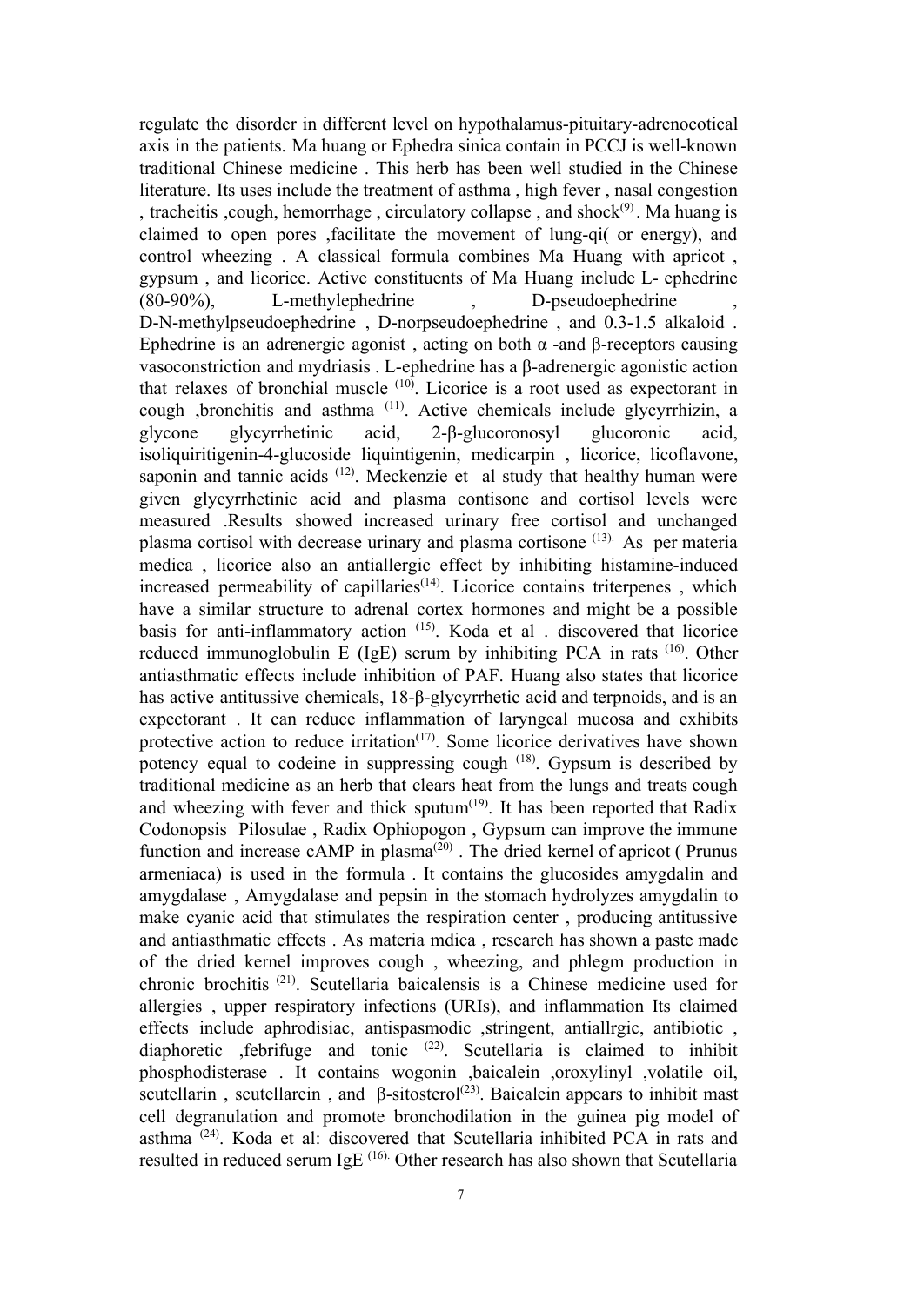regulate the disorder in different level on hypothalamus-pituitary-adrenocotical axis in the patients. Ma huang or Ephedra sinica contain in PCCJ is well-known traditional Chinese medicine . This herb has been well studied in the Chinese literature. Its uses include the treatment of asthma , high fever , nasal congestion , tracheitis ,cough, hemorrhage , circulatory collapse , and shock[9] . Ma huang is claimed to open pores ,facilitate the movement of lung-qi( or energy), and control wheezing . A classical formula combines Ma Huang with apricot , gypsum , and licorice. Active constituents of Ma Huang include L- ephedrine (80-90%), L-methylephedrine , D-pseudoephedrine , D-N-methylpseudoephedrine , D-norpseudoephedrine , and 0.3-1.5 alkaloid . Ephedrine is an adrenergic agonist , acting on both α -and β-receptors causing vasoconstriction and mydriasis . L-ephedrine has a β-adrenergic agonistic action that relaxes of bronchial muscle [10]. Licorice is a root used as expectorant in cough ,bronchitis and asthma [11]. Active chemicals include glycyrrhizin, a glycone glycyrrhetinic acid, 2-β-glucoronosyl glucoronic acid, isoliquiritigenin-4-glucoside liquintigenin, medicarpin , licorice, licoflavone, saponin and tannic acids [12]. Meckenzie et al study that healthy human were given glycyrrhetinic acid and plasma contisone and cortisol levels were measured .Results showed increased urinary free cortisol and unchanged plasma cortisol with decrease urinary and plasma cortisone [13]. As per materia medica , licorice also an antiallergic effect by inhibiting histamine-induced increased permeability of capillaries[14]. Licorice contains triterpenes , which have a similar structure to adrenal cortex hormones and might be a possible basis for anti-inflammatory action [15]. Koda et al . discovered that licorice reduced immunoglobulin E (IgE) serum by inhibiting PCA in rats [16]. Other antiasthmatic effects include inhibition of PAF. Huang also states that licorice has active antitussive chemicals, 18-β-glycyrrhetic acid and terpnoids, and is an expectorant . It can reduce inflammation of laryngeal mucosa and exhibits protective action to reduce irritation[17]. Some licorice derivatives have shown potency equal to codeine in suppressing cough [18]. Gypsum is described by traditional medicine as an herb that clears heat from the lungs and treats cough and wheezing with fever and thick sputum[19]. It has been reported that Radix Codonopsis Pilosulae , Radix Ophiopogon , Gypsum can improve the immune function and increase cAMP in plasma[20] . The dried kernel of apricot ( Prunus armeniaca) is used in the formula . It contains the glucosides amygdalin and amygdalase , Amygdalase and pepsin in the stomach hydrolyzes amygdalin to make cyanic acid that stimulates the respiration center , producing antitussive and antiasthmatic effects . As materia mdica , research has shown a paste made of the dried kernel improves cough , wheezing, and phlegm production in chronic brochitis [21]. Scutellaria baicalensis is a Chinese medicine used for allergies , upper respiratory infections (URIs), and inflammation Its claimed effects include aphrodisiac, antispasmodic ,stringent, antiallrgic, antibiotic , diaphoretic ,febrifuge and tonic [22]. Scutellaria is claimed to inhibit phosphodisterase . It contains wogonin ,baicalein ,oroxylinyl ,volatile oil, scutellarin , scutellarein , and β-sitosterol[23]. Baicalein appears to inhibit mast cell degranulation and promote bronchodilation in the guinea pig model of asthma [24]. Koda et al: discovered that Scutellaria inhibited PCA in rats and resulted in reduced serum IgE [16]. Other research has also shown that Scutellaria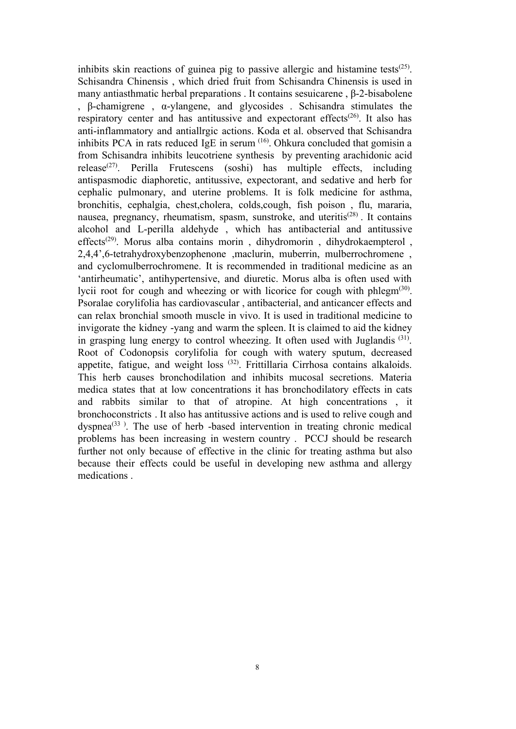inhibits skin reactions of guinea pig to passive allergic and histamine tests[25]. Schisandra Chinensis , which dried fruit from Schisandra Chinensis is used in many antiasthmatic herbal preparations . It contains sesuicarene , β-2-bisabolene , β-chamigrene , α-ylangene, and glycosides . Schisandra stimulates the respiratory center and has antitussive and expectorant effects[26]. It also has anti-inflammatory and antiallrgic actions. Koda et al. observed that Schisandra inhibits PCA in rats reduced IgE in serum [16]. Ohkura concluded that gomisin a from Schisandra inhibits leucotriene synthesis by preventing arachidonic acid release[27]. Perilla Frutescens (soshi) has multiple effects, including antispasmodic diaphoretic, antitussive, expectorant, and sedative and herb for cephalic pulmonary, and uterine problems. It is folk medicine for asthma, bronchitis, cephalgia, chest,cholera, colds,cough, fish poison , flu, mararia, nausea, pregnancy, rheumatism, spasm, sunstroke, and uteritis[28] . It contains alcohol and L-perilla aldehyde , which has antibacterial and antitussive effects[29]. Morus alba contains morin , dihydromorin , dihydrokaempterol , 2,4,4',6-tetrahydroxybenzophenone ,maclurin, muberrin, mulberrochromene , and cyclomulberrochromene. It is recommended in traditional medicine as an 'antirheumatic', antihypertensive, and diuretic. Morus alba is often used with lycii root for cough and wheezing or with licorice for cough with phlegm[30]. Psoralae corylifolia has cardiovascular , antibacterial, and anticancer effects and can relax bronchial smooth muscle in vivo. It is used in traditional medicine to invigorate the kidney -yang and warm the spleen. It is claimed to aid the kidney in grasping lung energy to control wheezing. It often used with Juglandis [31]. Root of Codonopsis corylifolia for cough with watery sputum, decreased appetite, fatigue, and weight loss [32]. Frittillaria Cirrhosa contains alkaloids. This herb causes bronchodilation and inhibits mucosal secretions. Materia medica states that at low concentrations it has bronchodilatory effects in cats and rabbits similar to that of atropine. At high concentrations , it bronchoconstricts . It also has antitussive actions and is used to relive cough and dyspnea[33]. The use of herb -based intervention in treating chronic medical problems has been increasing in western country . PCCJ should be research further not only because of effective in the clinic for treating asthma but also because their effects could be useful in developing new asthma and allergy medications .